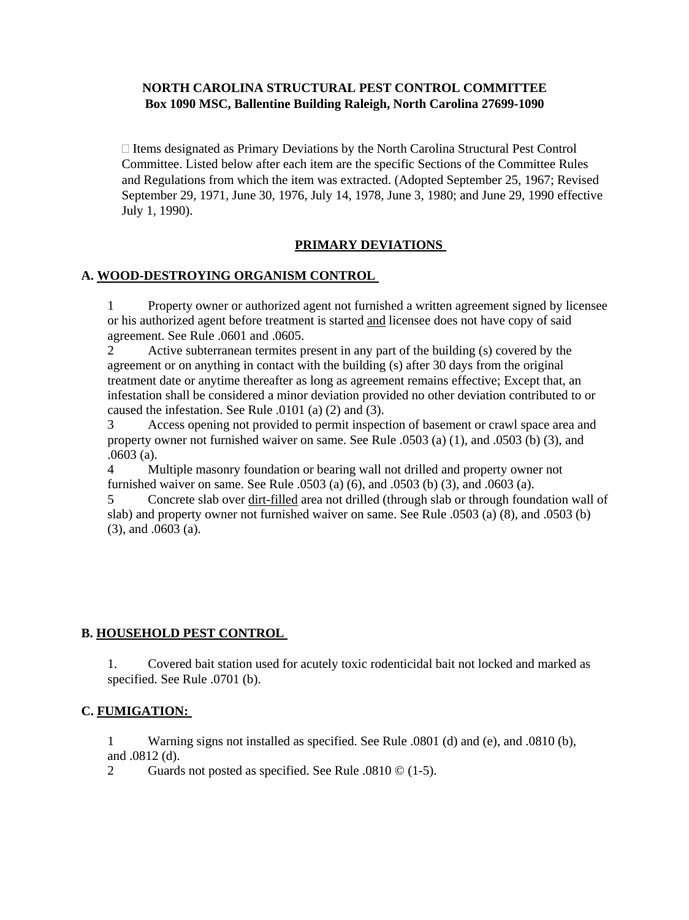**NORTH CAROLINA STRUCTURAL PEST CONTROL COMMITTEE**
**Box 1090 MSC, Ballentine Building Raleigh, North Carolina 27699-1090**

 Items designated as Primary Deviations by the North Carolina Structural Pest Control Committee. Listed below after each item are the specific Sections of the Committee Rules and Regulations from which the item was extracted. (Adopted September 25, 1967; Revised September 29, 1971, June 30, 1976, July 14, 1978, June 3, 1980; and June 29, 1990 effective July 1, 1990).

## PRIMARY DEVIATIONS

### A. WOOD-DESTROYING ORGANISM CONTROL

1 Property owner or authorized agent not furnished a written agreement signed by licensee or his authorized agent before treatment is started and licensee does not have copy of said agreement. See Rule .0601 and .0605.

2 Active subterranean termites present in any part of the building (s) covered by the agreement or on anything in contact with the building (s) after 30 days from the original treatment date or anytime thereafter as long as agreement remains effective; Except that, an infestation shall be considered a minor deviation provided no other deviation contributed to or caused the infestation. See Rule .0101 (a) (2) and (3).

3 Access opening not provided to permit inspection of basement or crawl space area and property owner not furnished waiver on same. See Rule .0503 (a) (1), and .0503 (b) (3), and .0603 (a).

4 Multiple masonry foundation or bearing wall not drilled and property owner not furnished waiver on same. See Rule .0503 (a) (6), and .0503 (b) (3), and .0603 (a).

5 Concrete slab over dirt-filled area not drilled (through slab or through foundation wall of slab) and property owner not furnished waiver on same. See Rule .0503 (a) (8), and .0503 (b) (3), and .0603 (a).

### B. HOUSEHOLD PEST CONTROL

1. Covered bait station used for acutely toxic rodenticidal bait not locked and marked as specified. See Rule .0701 (b).

### C. FUMIGATION:

1 Warning signs not installed as specified. See Rule .0801 (d) and (e), and .0810 (b), and .0812 (d).

2 Guards not posted as specified. See Rule .0810 © (1-5).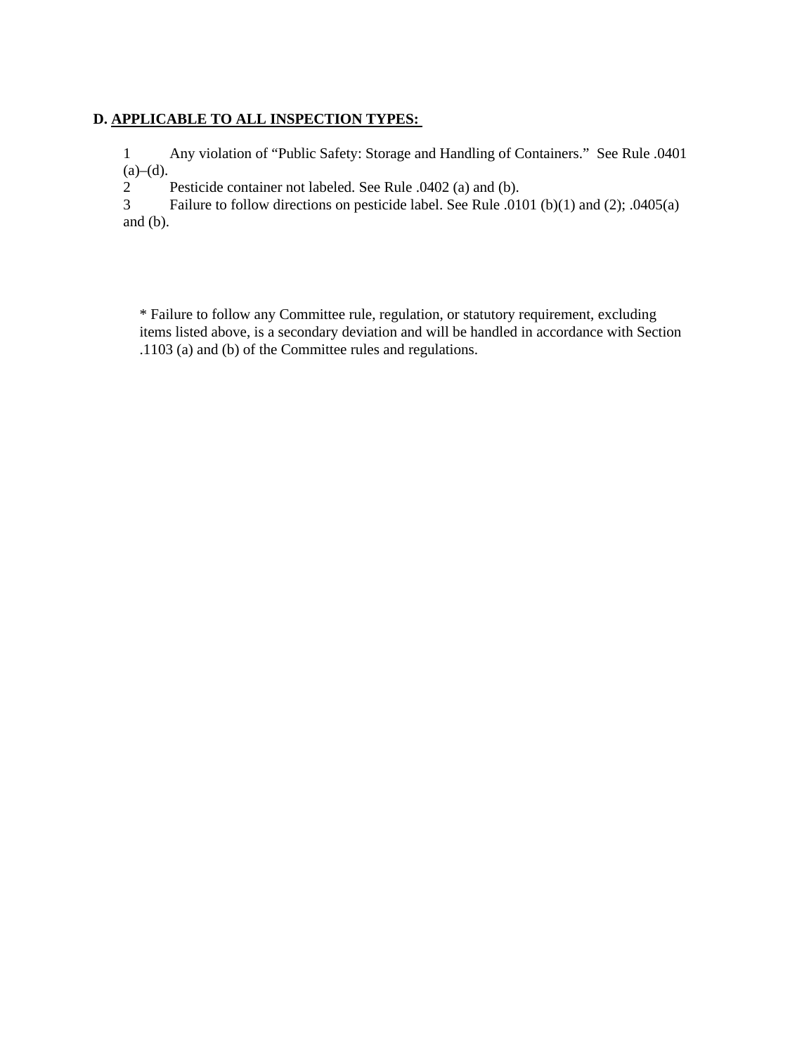**D. APPLICABLE TO ALL INSPECTION TYPES:**

1 Any violation of "Public Safety: Storage and Handling of Containers." See Rule .0401 (a)–(d).
2 Pesticide container not labeled. See Rule .0402 (a) and (b).
3 Failure to follow directions on pesticide label. See Rule .0101 (b)(1) and (2); .0405(a) and (b).

* Failure to follow any Committee rule, regulation, or statutory requirement, excluding items listed above, is a secondary deviation and will be handled in accordance with Section .1103 (a) and (b) of the Committee rules and regulations.